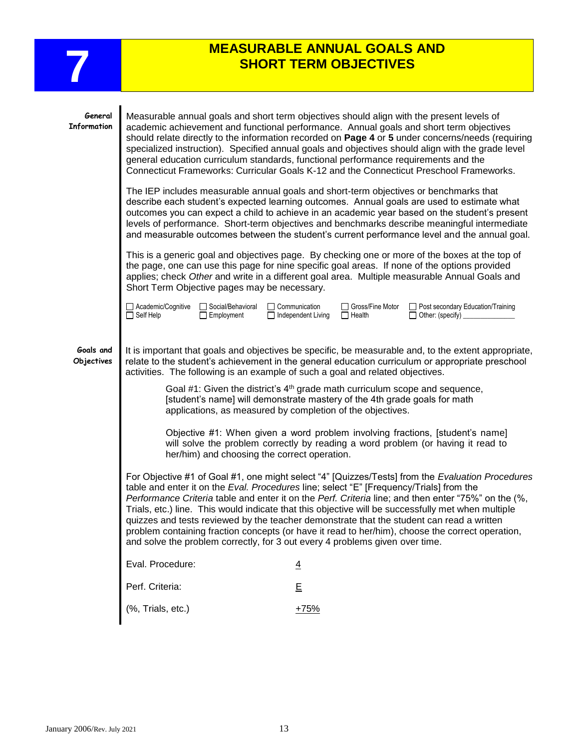# 7 MEASURABLE ANNUAL GOALS AND SHORT TERM OBJECTIVES

**General Information**

Measurable annual goals and short term objectives should align with the present levels of academic achievement and functional performance. Annual goals and short term objectives should relate directly to the information recorded on **Page 4** or **5** under concerns/needs (requiring specialized instruction). Specified annual goals and objectives should align with the grade level general education curriculum standards, functional performance requirements and the Connecticut Frameworks: Curricular Goals K-12 and the Connecticut Preschool Frameworks.

The IEP includes measurable annual goals and short-term objectives or benchmarks that describe each student's expected learning outcomes. Annual goals are used to estimate what outcomes you can expect a child to achieve in an academic year based on the student's present levels of performance. Short-term objectives and benchmarks describe meaningful intermediate and measurable outcomes between the student's current performance level and the annual goal.

This is a generic goal and objectives page. By checking one or more of the boxes at the top of the page, one can use this page for nine specific goal areas. If none of the options provided applies; check *Other* and write in a different goal area. Multiple measurable Annual Goals and Short Term Objective pages may be necessary.

| | | | | |
|---|---|---|---|---|
| ☐ Academic/Cognitive | ☐ Social/Behavioral | ☐ Communication | ☐ Gross/Fine Motor | ☐ Post secondary Education/Training |
| ☐ Self Help | ☐ Employment | ☐ Independent Living | ☐ Health | ☐ Other: (specify) ______________ |

**Goals and Objectives**

It is important that goals and objectives be specific, be measurable and, to the extent appropriate, relate to the student's achievement in the general education curriculum or appropriate preschool activities. The following is an example of such a goal and related objectives.

> Goal #1: Given the district's 4th grade math curriculum scope and sequence, [student's name] will demonstrate mastery of the 4th grade goals for math applications, as measured by completion of the objectives.
>
> Objective #1: When given a word problem involving fractions, [student's name] will solve the problem correctly by reading a word problem (or having it read to her/him) and choosing the correct operation.

For Objective #1 of Goal #1, one might select "4" [Quizzes/Tests] from the *Evaluation Procedures* table and enter it on the *Eval. Procedures* line; select "E" [Frequency/Trials] from the *Performance Criteria* table and enter it on the *Perf. Criteria* line; and then enter "75%" on the (%, Trials, etc.) line. This would indicate that this objective will be successfully met when multiple quizzes and tests reviewed by the teacher demonstrate that the student can read a written problem containing fraction concepts (or have it read to her/him), choose the correct operation, and solve the problem correctly, for 3 out every 4 problems given over time.

| | |
|---|---|
| Eval. Procedure: | 4 |
| Perf. Criteria: | E |
| (%, Trials, etc.) | +75% |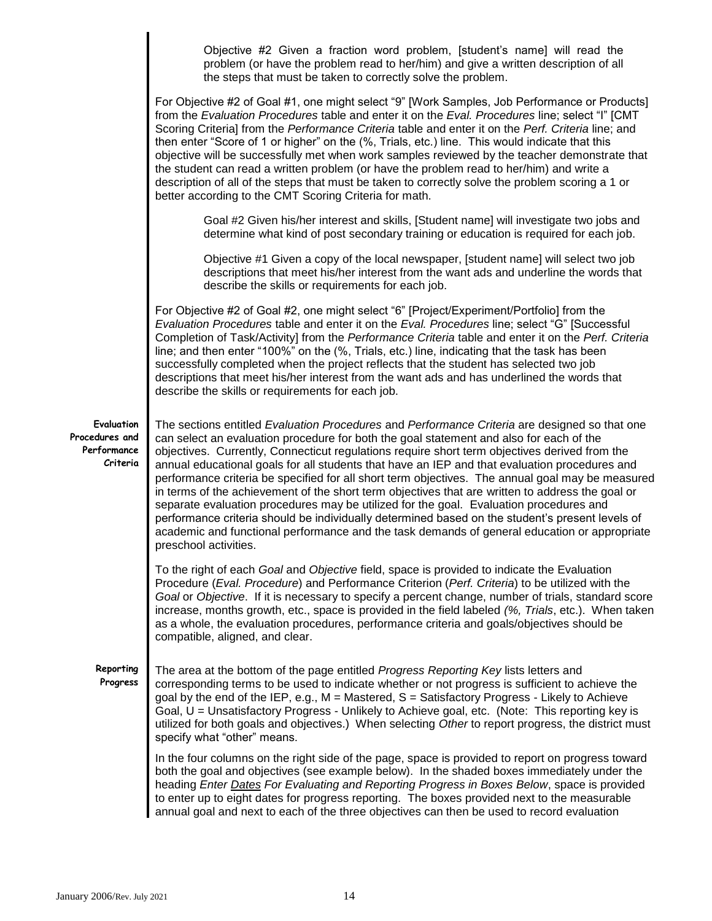Objective #2 Given a fraction word problem, [student's name] will read the problem (or have the problem read to her/him) and give a written description of all the steps that must be taken to correctly solve the problem.

For Objective #2 of Goal #1, one might select "9" [Work Samples, Job Performance or Products] from the *Evaluation Procedures* table and enter it on the *Eval. Procedures* line; select "I" [CMT Scoring Criteria] from the *Performance Criteria* table and enter it on the *Perf. Criteria* line; and then enter "Score of 1 or higher" on the (%, Trials, etc.) line. This would indicate that this objective will be successfully met when work samples reviewed by the teacher demonstrate that the student can read a written problem (or have the problem read to her/him) and write a description of all of the steps that must be taken to correctly solve the problem scoring a 1 or better according to the CMT Scoring Criteria for math.

Goal #2 Given his/her interest and skills, [Student name] will investigate two jobs and determine what kind of post secondary training or education is required for each job.

Objective #1 Given a copy of the local newspaper, [student name] will select two job descriptions that meet his/her interest from the want ads and underline the words that describe the skills or requirements for each job.

For Objective #2 of Goal #2, one might select "6" [Project/Experiment/Portfolio] from the *Evaluation Procedures* table and enter it on the *Eval. Procedures* line; select "G" [Successful Completion of Task/Activity] from the *Performance Criteria* table and enter it on the *Perf. Criteria* line; and then enter "100%" on the (%, Trials, etc.) line, indicating that the task has been successfully completed when the project reflects that the student has selected two job descriptions that meet his/her interest from the want ads and has underlined the words that describe the skills or requirements for each job.

**Evaluation Procedures and Performance Criteria**

The sections entitled *Evaluation Procedures* and *Performance Criteria* are designed so that one can select an evaluation procedure for both the goal statement and also for each of the objectives. Currently, Connecticut regulations require short term objectives derived from the annual educational goals for all students that have an IEP and that evaluation procedures and performance criteria be specified for all short term objectives. The annual goal may be measured in terms of the achievement of the short term objectives that are written to address the goal or separate evaluation procedures may be utilized for the goal. Evaluation procedures and performance criteria should be individually determined based on the student's present levels of academic and functional performance and the task demands of general education or appropriate preschool activities.

To the right of each *Goal* and *Objective* field, space is provided to indicate the Evaluation Procedure (*Eval. Procedure*) and Performance Criterion (*Perf. Criteria*) to be utilized with the *Goal* or *Objective*. If it is necessary to specify a percent change, number of trials, standard score increase, months growth, etc., space is provided in the field labeled *(%, Trials*, etc.). When taken as a whole, the evaluation procedures, performance criteria and goals/objectives should be compatible, aligned, and clear.

**Reporting Progress**

The area at the bottom of the page entitled *Progress Reporting Key* lists letters and corresponding terms to be used to indicate whether or not progress is sufficient to achieve the goal by the end of the IEP, e.g., M = Mastered, S = Satisfactory Progress - Likely to Achieve Goal, U = Unsatisfactory Progress - Unlikely to Achieve goal, etc. (Note: This reporting key is utilized for both goals and objectives.) When selecting *Other* to report progress, the district must specify what "other" means.

In the four columns on the right side of the page, space is provided to report on progress toward both the goal and objectives (see example below). In the shaded boxes immediately under the heading *Enter Dates For Evaluating and Reporting Progress in Boxes Below*, space is provided to enter up to eight dates for progress reporting. The boxes provided next to the measurable annual goal and next to each of the three objectives can then be used to record evaluation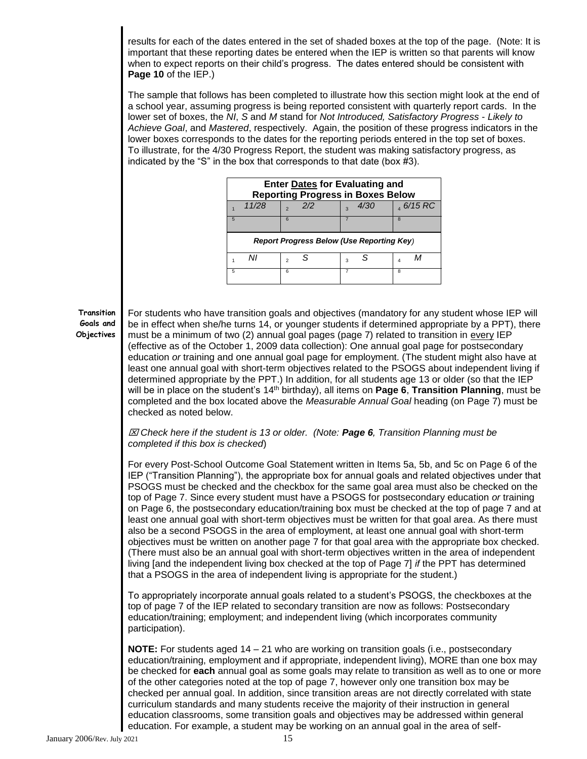results for each of the dates entered in the set of shaded boxes at the top of the page. (Note: It is important that these reporting dates be entered when the IEP is written so that parents will know when to expect reports on their child's progress. The dates entered should be consistent with **Page 10** of the IEP.)

The sample that follows has been completed to illustrate how this section might look at the end of a school year, assuming progress is being reported consistent with quarterly report cards. In the lower set of boxes, the *NI*, *S* and *M* stand for *Not Introduced, Satisfactory Progress - Likely to Achieve Goal*, and *Mastered*, respectively. Again, the position of these progress indicators in the lower boxes corresponds to the dates for the reporting periods entered in the top set of boxes. To illustrate, for the 4/30 Progress Report, the student was making satisfactory progress, as indicated by the "S" in the box that corresponds to that date (box #3).

| **Enter Dates for Evaluating and Reporting Progress in Boxes Below** | | | |
|---|---|---|---|
| 1 *11/28* | 2 *2/2* | 3 *4/30* | 4 *6/15 RC* |
| 5 | 6 | 7 | 8 |
| ***Report Progress Below (Use Reporting Key)*** | | | |
| 1 *NI* | 2 *S* | 3 *S* | 4 *M* |
| 5 | 6 | 7 | 8 |

**Transition Goals and Objectives**

For students who have transition goals and objectives (mandatory for any student whose IEP will be in effect when she/he turns 14, or younger students if determined appropriate by a PPT), there must be a minimum of two (2) annual goal pages (page 7) related to transition in every IEP (effective as of the October 1, 2009 data collection): One annual goal page for postsecondary education *or* training and one annual goal page for employment. (The student might also have at least one annual goal with short-term objectives related to the PSOGS about independent living if determined appropriate by the PPT.) In addition, for all students age 13 or older (so that the IEP will be in place on the student's 14th birthday), all items on **Page 6**, **Transition Planning**, must be completed and the box located above the *Measurable Annual Goal* heading (on Page 7) must be checked as noted below.

☒ *Check here if the student is 13 or older. (Note: **Page 6**, Transition Planning must be completed if this box is checked*)

For every Post-School Outcome Goal Statement written in Items 5a, 5b, and 5c on Page 6 of the IEP ("Transition Planning"), the appropriate box for annual goals and related objectives under that PSOGS must be checked and the checkbox for the same goal area must also be checked on the top of Page 7. Since every student must have a PSOGS for postsecondary education *or* training on Page 6, the postsecondary education/training box must be checked at the top of page 7 and at least one annual goal with short-term objectives must be written for that goal area. As there must also be a second PSOGS in the area of employment, at least one annual goal with short-term objectives must be written on another page 7 for that goal area with the appropriate box checked. (There must also be an annual goal with short-term objectives written in the area of independent living [and the independent living box checked at the top of Page 7] *if* the PPT has determined that a PSOGS in the area of independent living is appropriate for the student.)

To appropriately incorporate annual goals related to a student's PSOGS, the checkboxes at the top of page 7 of the IEP related to secondary transition are now as follows: Postsecondary education/training; employment; and independent living (which incorporates community participation).

**NOTE:** For students aged 14 – 21 who are working on transition goals (i.e., postsecondary education/training, employment and if appropriate, independent living), MORE than one box may be checked for **each** annual goal as some goals may relate to transition as well as to one or more of the other categories noted at the top of page 7, however only one transition box may be checked per annual goal. In addition, since transition areas are not directly correlated with state curriculum standards and many students receive the majority of their instruction in general education classrooms, some transition goals and objectives may be addressed within general education. For example, a student may be working on an annual goal in the area of self-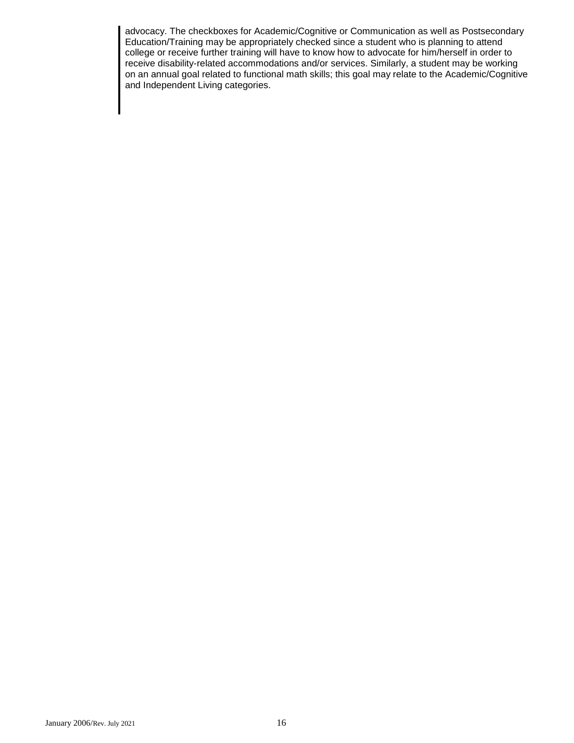advocacy. The checkboxes for Academic/Cognitive or Communication as well as Postsecondary Education/Training may be appropriately checked since a student who is planning to attend college or receive further training will have to know how to advocate for him/herself in order to receive disability-related accommodations and/or services. Similarly, a student may be working on an annual goal related to functional math skills; this goal may relate to the Academic/Cognitive and Independent Living categories.